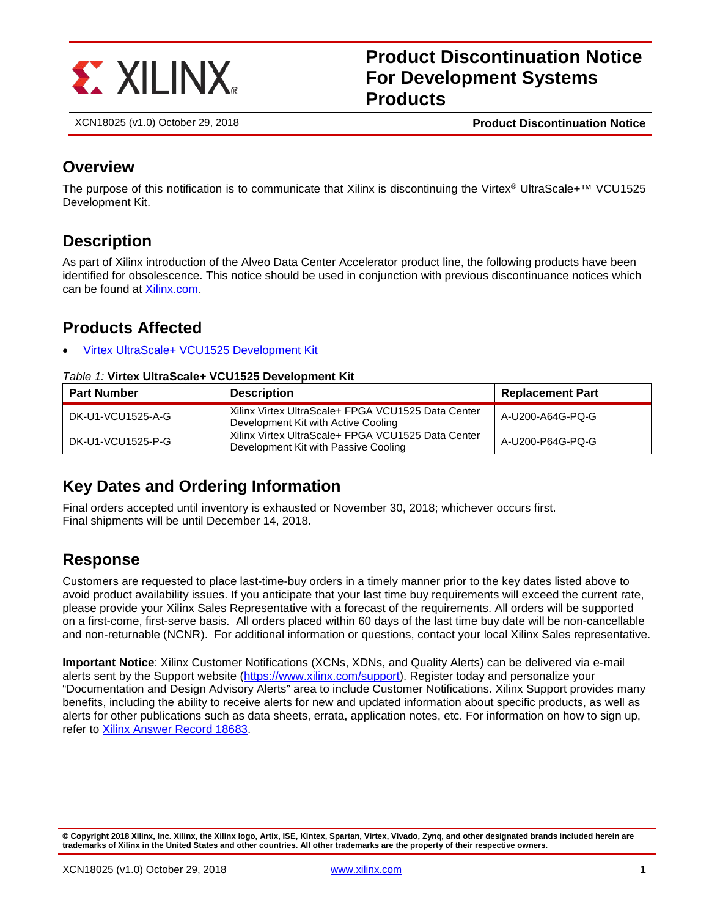# Product Discontinuation Notice For Development Systems Products

XCN18025 (v1.0) October 29, 2018

**Product Discontinuation Notice**

## Overview

The purpose of this notification is to communicate that Xilinx is discontinuing the Virtex® UltraScale+™ VCU1525 Development Kit.

## Description

As part of Xilinx introduction of the Alveo Data Center Accelerator product line, the following products have been identified for obsolescence. This notice should be used in conjunction with previous discontinuance notices which can be found at [Xilinx.com](Xilinx.com).

## Products Affected

- [Virtex UltraScale+ VCU1525 Development Kit]()

*Table 1:* **Virtex UltraScale+ VCU1525 Development Kit**

| Part Number | Description | Replacement Part |
|---|---|---|
| DK-U1-VCU1525-A-G | Xilinx Virtex UltraScale+ FPGA VCU1525 Data Center Development Kit with Active Cooling | A-U200-A64G-PQ-G |
| DK-U1-VCU1525-P-G | Xilinx Virtex UltraScale+ FPGA VCU1525 Data Center Development Kit with Passive Cooling | A-U200-P64G-PQ-G |

## Key Dates and Ordering Information

Final orders accepted until inventory is exhausted or November 30, 2018; whichever occurs first.
Final shipments will be until December 14, 2018.

## Response

Customers are requested to place last-time-buy orders in a timely manner prior to the key dates listed above to avoid product availability issues. If you anticipate that your last time buy requirements will exceed the current rate, please provide your Xilinx Sales Representative with a forecast of the requirements. All orders will be supported on a first-come, first-serve basis. All orders placed within 60 days of the last time buy date will be non-cancellable and non-returnable (NCNR). For additional information or questions, contact your local Xilinx Sales representative.

**Important Notice**: Xilinx Customer Notifications (XCNs, XDNs, and Quality Alerts) can be delivered via e-mail alerts sent by the Support website ([https://www.xilinx.com/support](https://www.xilinx.com/support)). Register today and personalize your "Documentation and Design Advisory Alerts" area to include Customer Notifications. Xilinx Support provides many benefits, including the ability to receive alerts for new and updated information about specific products, as well as alerts for other publications such as data sheets, errata, application notes, etc. For information on how to sign up, refer to [Xilinx Answer Record 18683]().

**© Copyright 2018 Xilinx, Inc. Xilinx, the Xilinx logo, Artix, ISE, Kintex, Spartan, Virtex, Vivado, Zynq, and other designated brands included herein are trademarks of Xilinx in the United States and other countries. All other trademarks are the property of their respective owners.**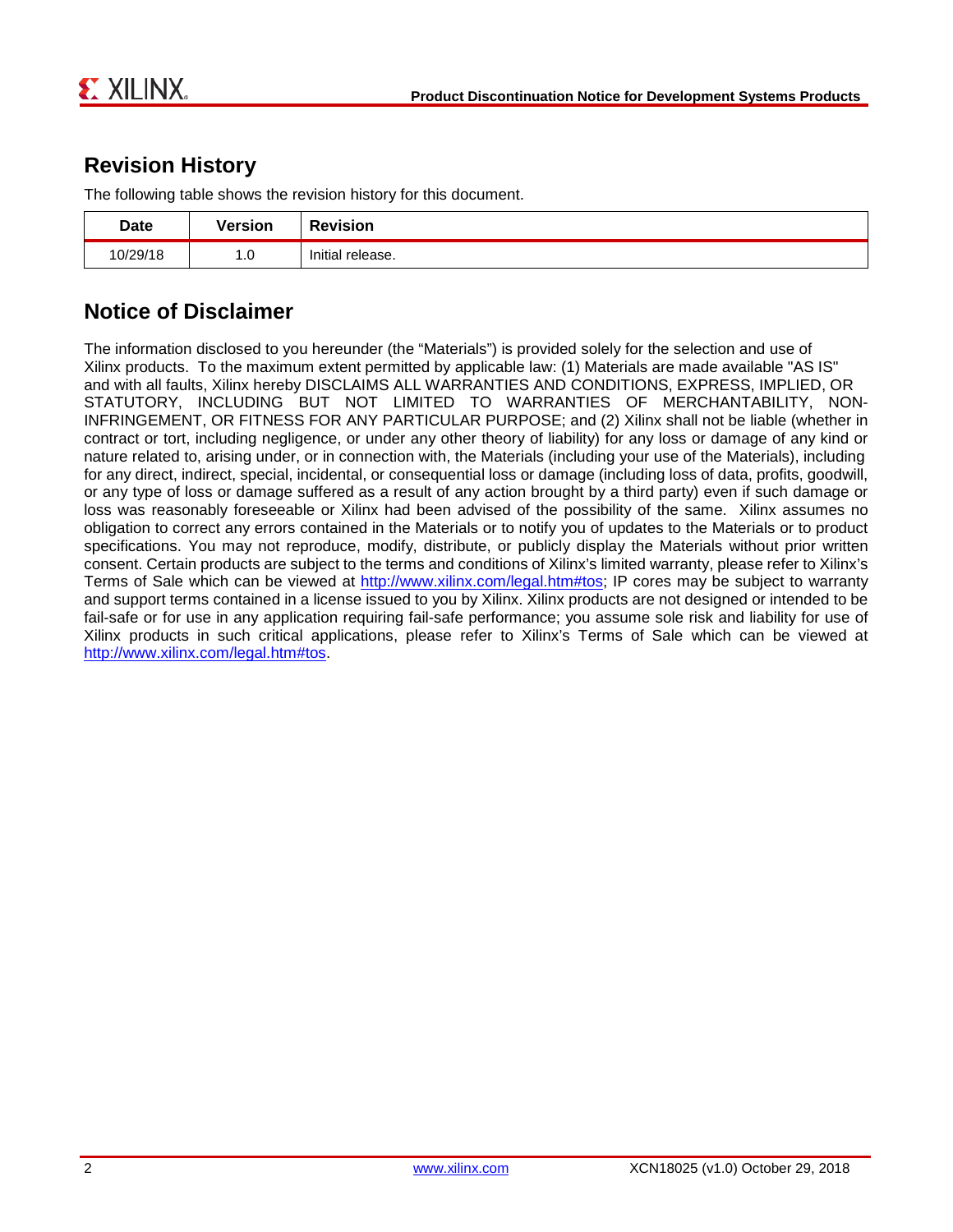## Revision History

The following table shows the revision history for this document.

| Date | Version | Revision |
| --- | --- | --- |
| 10/29/18 | 1.0 | Initial release. |

## Notice of Disclaimer

The information disclosed to you hereunder (the "Materials") is provided solely for the selection and use of Xilinx products. To the maximum extent permitted by applicable law: (1) Materials are made available "AS IS" and with all faults, Xilinx hereby DISCLAIMS ALL WARRANTIES AND CONDITIONS, EXPRESS, IMPLIED, OR STATUTORY, INCLUDING BUT NOT LIMITED TO WARRANTIES OF MERCHANTABILITY, NON-INFRINGEMENT, OR FITNESS FOR ANY PARTICULAR PURPOSE; and (2) Xilinx shall not be liable (whether in contract or tort, including negligence, or under any other theory of liability) for any loss or damage of any kind or nature related to, arising under, or in connection with, the Materials (including your use of the Materials), including for any direct, indirect, special, incidental, or consequential loss or damage (including loss of data, profits, goodwill, or any type of loss or damage suffered as a result of any action brought by a third party) even if such damage or loss was reasonably foreseeable or Xilinx had been advised of the possibility of the same. Xilinx assumes no obligation to correct any errors contained in the Materials or to notify you of updates to the Materials or to product specifications. You may not reproduce, modify, distribute, or publicly display the Materials without prior written consent. Certain products are subject to the terms and conditions of Xilinx's limited warranty, please refer to Xilinx's Terms of Sale which can be viewed at http://www.xilinx.com/legal.htm#tos; IP cores may be subject to warranty and support terms contained in a license issued to you by Xilinx. Xilinx products are not designed or intended to be fail-safe or for use in any application requiring fail-safe performance; you assume sole risk and liability for use of Xilinx products in such critical applications, please refer to Xilinx's Terms of Sale which can be viewed at http://www.xilinx.com/legal.htm#tos.